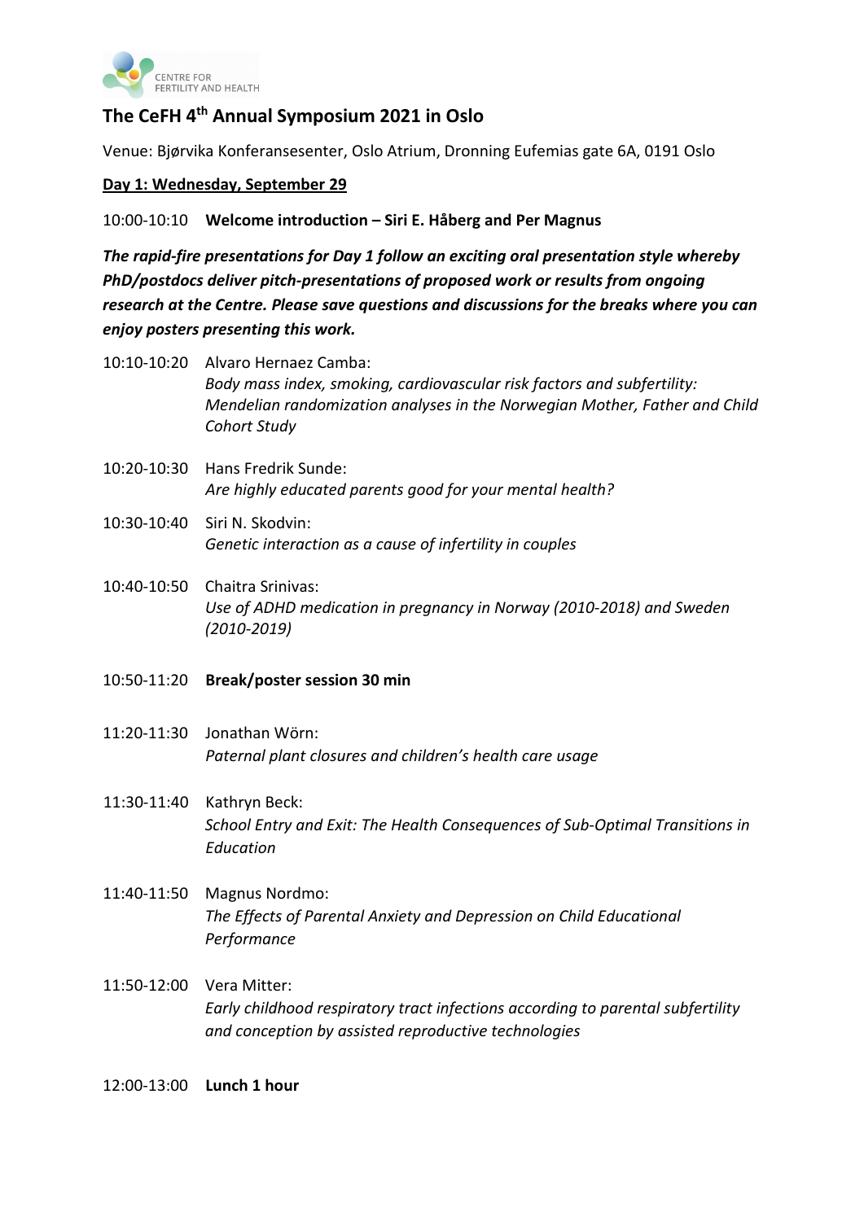# The CeFH 4th Annual Symposium 2021 in Oslo

Venue: Bjørvika Konferansesenter, Oslo Atrium, Dronning Eufemias gate 6A, 0191 Oslo

## Day 1: Wednesday, September 29

10:00-10:10 **Welcome introduction – Siri E. Håberg and Per Magnus**

***The rapid-fire presentations for Day 1 follow an exciting oral presentation style whereby PhD/postdocs deliver pitch-presentations of proposed work or results from ongoing research at the Centre. Please save questions and discussions for the breaks where you can enjoy posters presenting this work.***

10:10-10:20 Alvaro Hernaez Camba:
*Body mass index, smoking, cardiovascular risk factors and subfertility: Mendelian randomization analyses in the Norwegian Mother, Father and Child Cohort Study*

10:20-10:30 Hans Fredrik Sunde:
*Are highly educated parents good for your mental health?*

10:30-10:40 Siri N. Skodvin:
*Genetic interaction as a cause of infertility in couples*

10:40-10:50 Chaitra Srinivas:
*Use of ADHD medication in pregnancy in Norway (2010-2018) and Sweden (2010-2019)*

10:50-11:20 **Break/poster session 30 min**

11:20-11:30 Jonathan Wörn:
*Paternal plant closures and children's health care usage*

11:30-11:40 Kathryn Beck:
*School Entry and Exit: The Health Consequences of Sub-Optimal Transitions in Education*

11:40-11:50 Magnus Nordmo:
*The Effects of Parental Anxiety and Depression on Child Educational Performance*

11:50-12:00 Vera Mitter:
*Early childhood respiratory tract infections according to parental subfertility and conception by assisted reproductive technologies*

12:00-13:00 **Lunch 1 hour**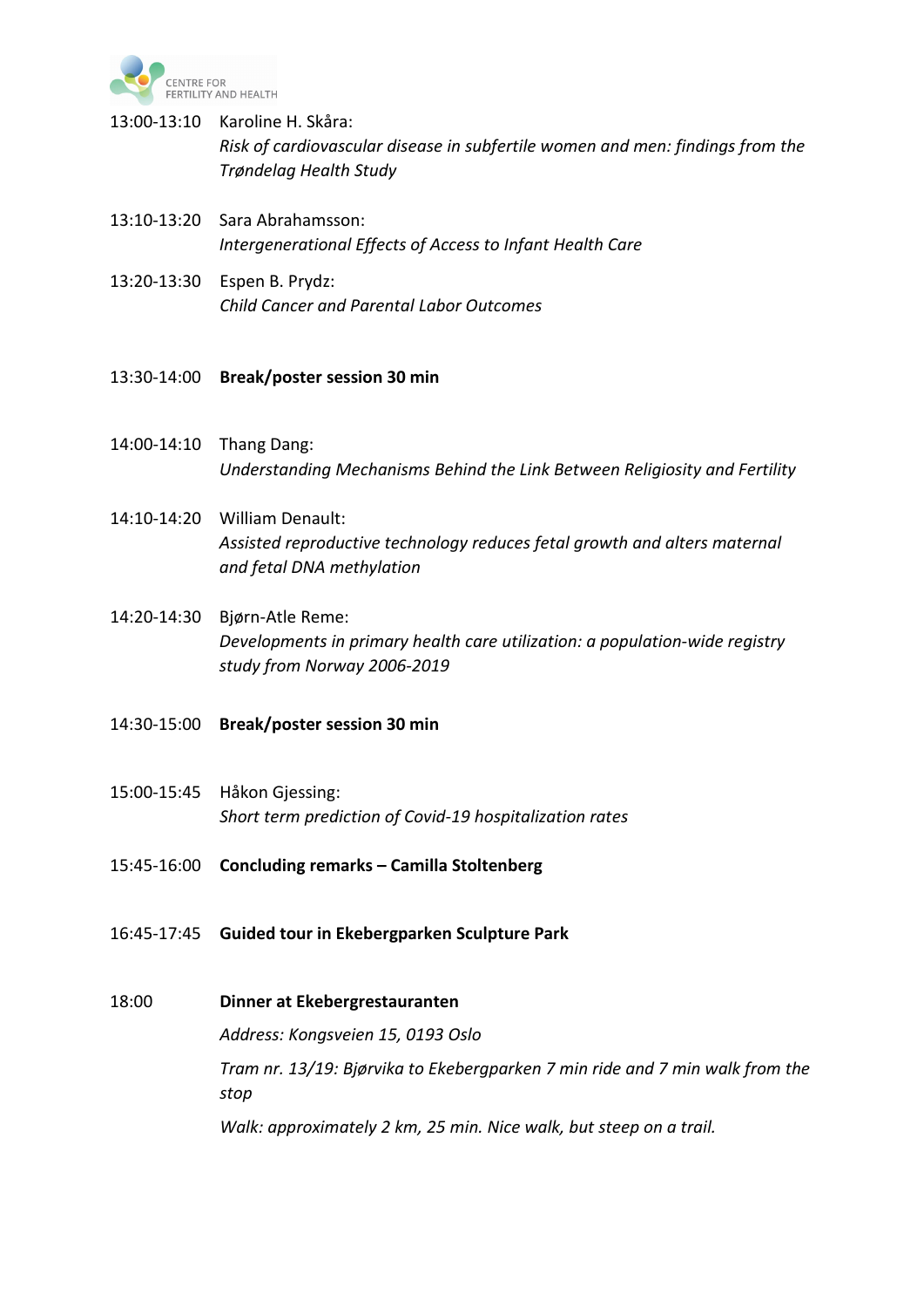13:00-13:10 Karoline H. Skåra:
*Risk of cardiovascular disease in subfertile women and men: findings from the Trøndelag Health Study*

13:10-13:20 Sara Abrahamsson:
*Intergenerational Effects of Access to Infant Health Care*

13:20-13:30 Espen B. Prydz:
*Child Cancer and Parental Labor Outcomes*

13:30-14:00 **Break/poster session 30 min**

14:00-14:10 Thang Dang:
*Understanding Mechanisms Behind the Link Between Religiosity and Fertility*

14:10-14:20 William Denault:
*Assisted reproductive technology reduces fetal growth and alters maternal and fetal DNA methylation*

14:20-14:30 Bjørn-Atle Reme:
*Developments in primary health care utilization: a population-wide registry study from Norway 2006-2019*

14:30-15:00 **Break/poster session 30 min**

15:00-15:45 Håkon Gjessing:
*Short term prediction of Covid-19 hospitalization rates*

15:45-16:00 **Concluding remarks – Camilla Stoltenberg**

16:45-17:45 **Guided tour in Ekebergparken Sculpture Park**

18:00 **Dinner at Ekebergrestauranten**

*Address: Kongsveien 15, 0193 Oslo*

*Tram nr. 13/19: Bjørvika to Ekebergparken 7 min ride and 7 min walk from the stop*

*Walk: approximately 2 km, 25 min. Nice walk, but steep on a trail.*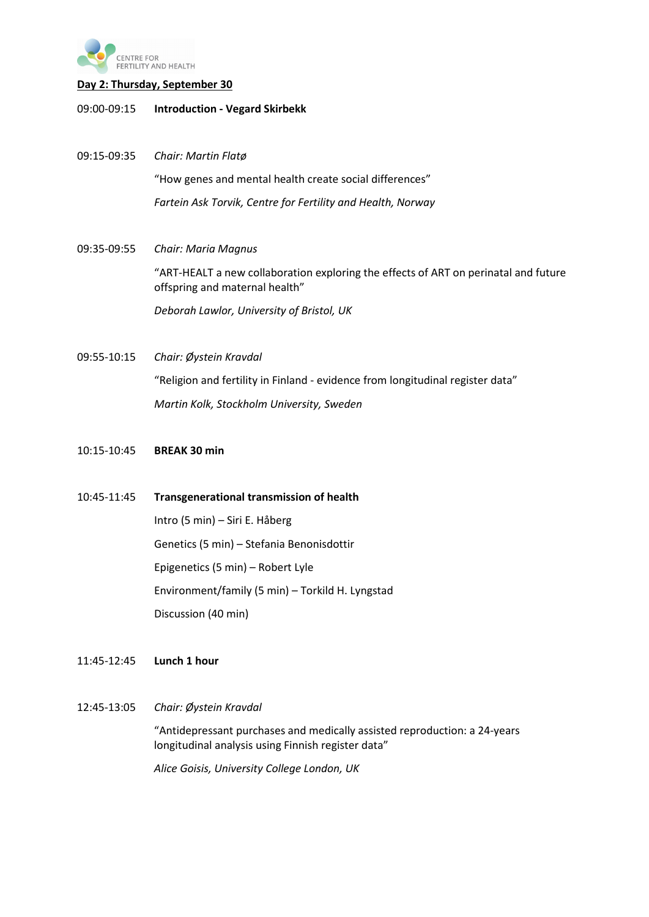**Day 2: Thursday, September 30**

09:00-09:15 **Introduction - Vegard Skirbekk**

09:15-09:35 *Chair: Martin Flatø*

"How genes and mental health create social differences"

*Fartein Ask Torvik, Centre for Fertility and Health, Norway*

09:35-09:55 *Chair: Maria Magnus*

"ART-HEALT a new collaboration exploring the effects of ART on perinatal and future offspring and maternal health"

*Deborah Lawlor, University of Bristol, UK*

09:55-10:15 *Chair: Øystein Kravdal*

"Religion and fertility in Finland - evidence from longitudinal register data"

*Martin Kolk, Stockholm University, Sweden*

10:15-10:45 **BREAK 30 min**

10:45-11:45 **Transgenerational transmission of health**

Intro (5 min) – Siri E. Håberg

Genetics (5 min) – Stefania Benonisdottir

Epigenetics (5 min) – Robert Lyle

Environment/family (5 min) – Torkild H. Lyngstad

Discussion (40 min)

11:45-12:45 **Lunch 1 hour**

12:45-13:05 *Chair: Øystein Kravdal*

"Antidepressant purchases and medically assisted reproduction: a 24-years longitudinal analysis using Finnish register data"

*Alice Goisis, University College London, UK*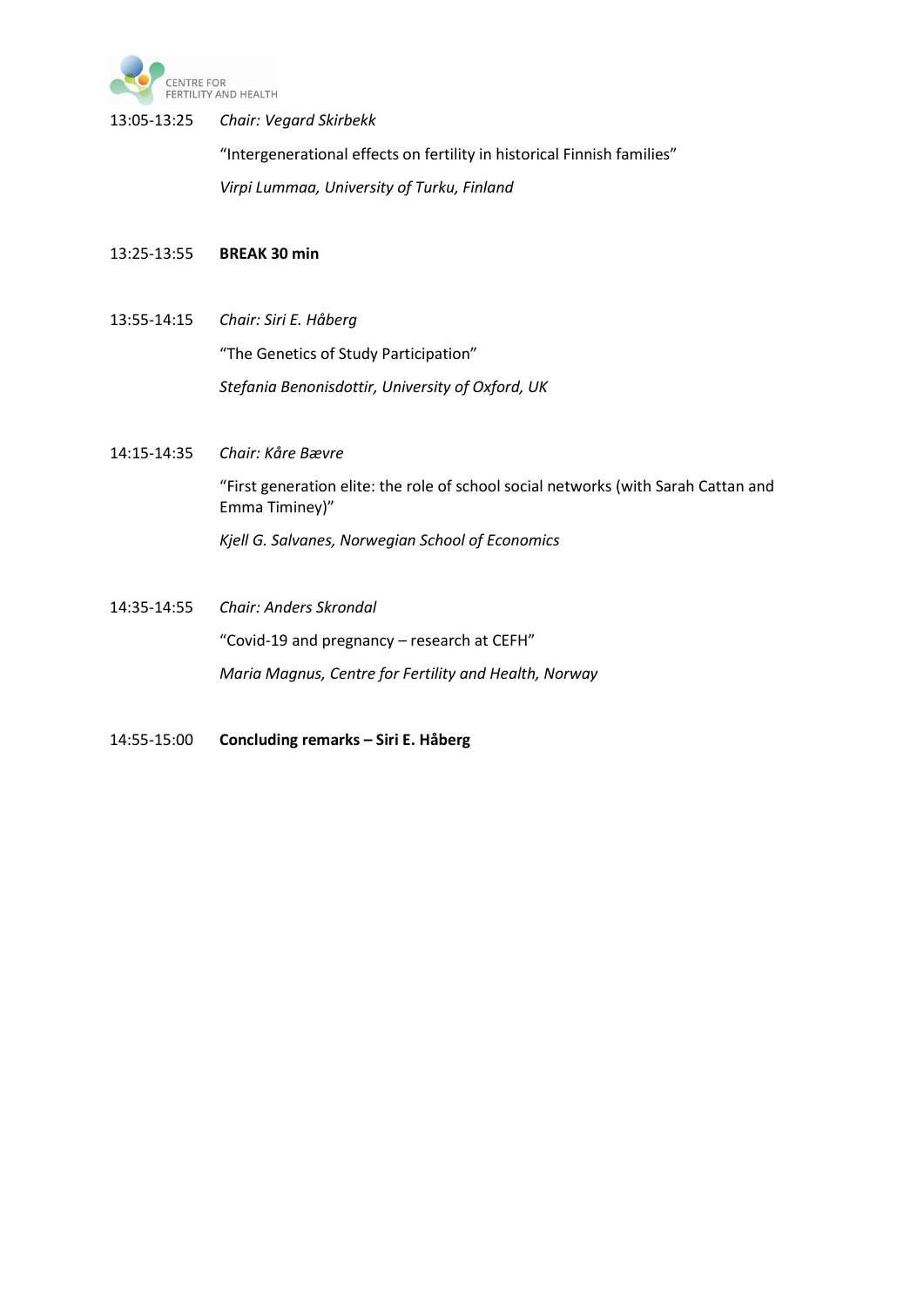13:05-13:25 *Chair: Vegard Skirbekk*

"Intergenerational effects on fertility in historical Finnish families"

*Virpi Lummaa, University of Turku, Finland*

13:25-13:55 **BREAK 30 min**

13:55-14:15 *Chair: Siri E. Håberg*

"The Genetics of Study Participation"

*Stefania Benonisdottir, University of Oxford, UK*

14:15-14:35 *Chair: Kåre Bævre*

"First generation elite: the role of school social networks (with Sarah Cattan and Emma Timiney)"

*Kjell G. Salvanes, Norwegian School of Economics*

14:35-14:55 *Chair: Anders Skrondal*

"Covid-19 and pregnancy – research at CEFH"

*Maria Magnus, Centre for Fertility and Health, Norway*

14:55-15:00 **Concluding remarks – Siri E. Håberg**